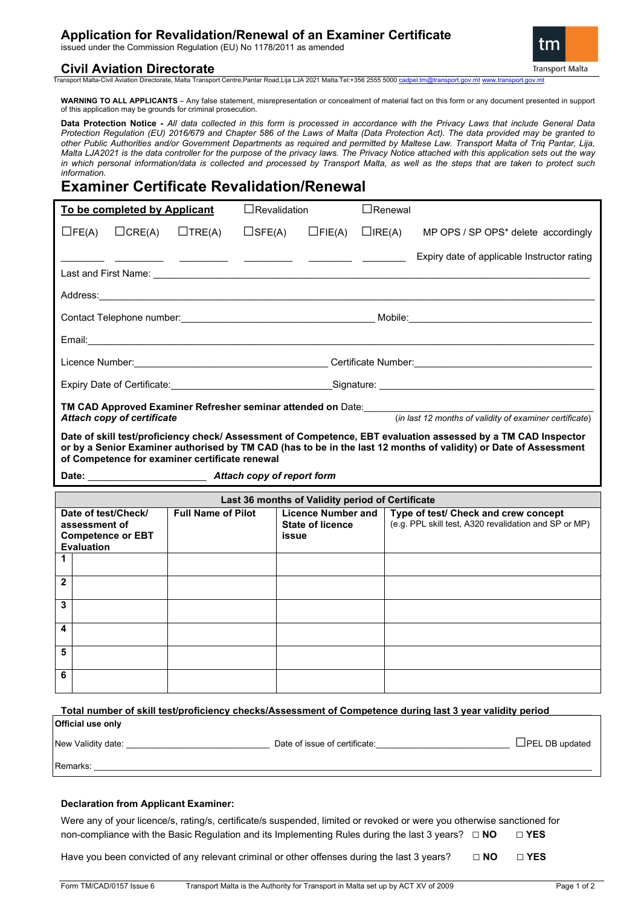# Application for Revalidation/Renewal of an Examiner Certificate

issued under the Commission Regulation (EU) No 1178/2011 as amended

## Civil Aviation Directorate

Transport Malta-Civil Aviation Directorate, Malta Transport Centre,Pantar Road,Lija LJA 2021 Malta.Tel:+356 2555 5000 cadpel.tm@transport.gov.mt www.transport.gov.mt

**WARNING TO ALL APPLICANTS** – Any false statement, misrepresentation or concealment of material fact on this form or any document presented in support of this application may be grounds for criminal prosecution.

**Data Protection Notice -** *All data collected in this form is processed in accordance with the Privacy Laws that include General Data Protection Regulation (EU) 2016/679 and Chapter 586 of the Laws of Malta (Data Protection Act). The data provided may be granted to other Public Authorities and/or Government Departments as required and permitted by Maltese Law. Transport Malta of Triq Pantar, Lija, Malta LJA2021 is the data controller for the purpose of the privacy laws. The Privacy Notice attached with this application sets out the way in which personal information/data is collected and processed by Transport Malta, as well as the steps that are taken to protect such information.*

# Examiner Certificate Revalidation/Renewal

**To be completed by Applicant** ☐Revalidation ☐Renewal

☐FE(A) ☐CRE(A) ☐TRE(A) ☐SFE(A) ☐FIE(A) ☐IRE(A) MP OPS / SP OPS* delete accordingly

________ ________ ________ ________ ________ ________ Expiry date of applicable Instructor rating

Last and First Name: ____________________

Address: ____________________

Contact Telephone number: ____________________ Mobile: ____________________

Email: ____________________

Licence Number: ____________________ Certificate Number: ____________________

Expiry Date of Certificate: ____________________ Signature: ____________________

**TM CAD Approved Examiner Refresher seminar attended on** Date: ____________________

***Attach copy of certificate*** (*in last 12 months of validity of examiner certificate*)

**Date of skill test/proficiency check/ Assessment of Competence, EBT evaluation assessed by a TM CAD Inspector or by a Senior Examiner authorised by TM CAD (has to be in the last 12 months of validity) or Date of Assessment of Competence for examiner certificate renewal**

**Date:** ____________________ ***Attach copy of report form***

| Last 36 months of Validity period of Certificate | | | | |
|---|---|---|---|---|
| **Date of test/Check/ assessment of Competence or EBT Evaluation** | | **Full Name of Pilot** | **Licence Number and State of licence issue** | **Type of test/ Check and crew concept** (e.g. PPL skill test, A320 revalidation and SP or MP) |
| **1** | | | | |
| **2** | | | | |
| **3** | | | | |
| **4** | | | | |
| **5** | | | | |
| **6** | | | | |

**Total number of skill test/proficiency checks/Assessment of Competence during last 3 year validity period**

**Official use only**

New Validity date: ____________________ Date of issue of certificate: ____________________ ☐PEL DB updated

Remarks: ____________________

**Declaration from Applicant Examiner:**

Were any of your licence/s, rating/s, certificate/s suspended, limited or revoked or were you otherwise sanctioned for non-compliance with the Basic Regulation and its Implementing Rules during the last 3 years? ☐ **NO** ☐ **YES**

Have you been convicted of any relevant criminal or other offenses during the last 3 years? ☐ **NO** ☐ **YES**

Form TM/CAD/0157 Issue 6 Transport Malta is the Authority for Transport in Malta set up by ACT XV of 2009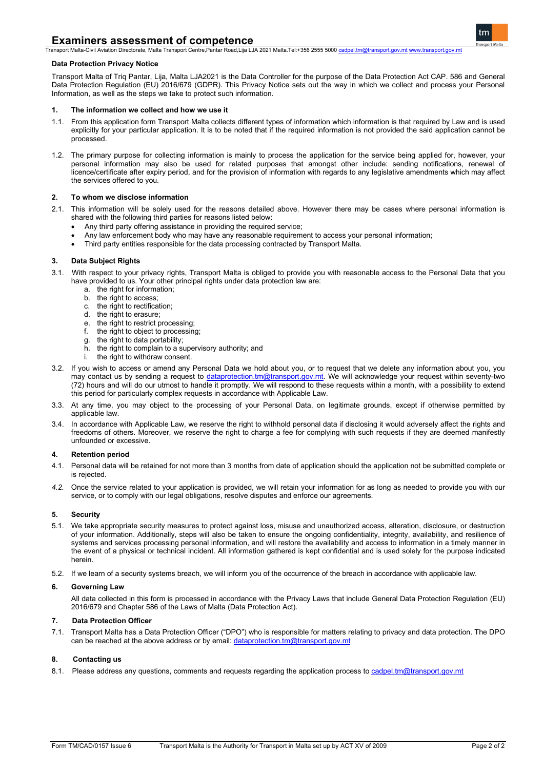# Examiners assessment of competence

Transport Malta-Civil Aviation Directorate, Malta Transport Centre,Pantar Road,Lija LJA 2021 Malta.Tel:+356 2555 5000 cadpel.tm@transport.gov.mt www.transport.gov.mt

**Data Protection Privacy Notice**

Transport Malta of Triq Pantar, Lija, Malta LJA2021 is the Data Controller for the purpose of the Data Protection Act CAP. 586 and General Data Protection Regulation (EU) 2016/679 (GDPR). This Privacy Notice sets out the way in which we collect and process your Personal Information, as well as the steps we take to protect such information.

**1. The information we collect and how we use it**

1.1. From this application form Transport Malta collects different types of information which information is that required by Law and is used explicitly for your particular application. It is to be noted that if the required information is not provided the said application cannot be processed.

1.2. The primary purpose for collecting information is mainly to process the application for the service being applied for, however, your personal information may also be used for related purposes that amongst other include: sending notifications, renewal of licence/certificate after expiry period, and for the provision of information with regards to any legislative amendments which may affect the services offered to you.

**2. To whom we disclose information**

2.1. This information will be solely used for the reasons detailed above. However there may be cases where personal information is shared with the following third parties for reasons listed below:

- Any third party offering assistance in providing the required service;
- Any law enforcement body who may have any reasonable requirement to access your personal information;
- Third party entities responsible for the data processing contracted by Transport Malta.

**3. Data Subject Rights**

3.1. With respect to your privacy rights, Transport Malta is obliged to provide you with reasonable access to the Personal Data that you have provided to us. Your other principal rights under data protection law are:

a. the right for information;
b. the right to access;
c. the right to rectification;
d. the right to erasure;
e. the right to restrict processing;
f. the right to object to processing;
g. the right to data portability;
h. the right to complain to a supervisory authority; and
i. the right to withdraw consent.

3.2. If you wish to access or amend any Personal Data we hold about you, or to request that we delete any information about you, you may contact us by sending a request to dataprotection.tm@transport.gov.mt. We will acknowledge your request within seventy-two (72) hours and will do our utmost to handle it promptly. We will respond to these requests within a month, with a possibility to extend this period for particularly complex requests in accordance with Applicable Law.

3.3. At any time, you may object to the processing of your Personal Data, on legitimate grounds, except if otherwise permitted by applicable law.

3.4. In accordance with Applicable Law, we reserve the right to withhold personal data if disclosing it would adversely affect the rights and freedoms of others. Moreover, we reserve the right to charge a fee for complying with such requests if they are deemed manifestly unfounded or excessive.

**4. Retention period**

4.1. Personal data will be retained for not more than 3 months from date of application should the application not be submitted complete or is rejected.

*4.2.* Once the service related to your application is provided, we will retain your information for as long as needed to provide you with our service, or to comply with our legal obligations, resolve disputes and enforce our agreements.

**5. Security**

5.1. We take appropriate security measures to protect against loss, misuse and unauthorized access, alteration, disclosure, or destruction of your information. Additionally, steps will also be taken to ensure the ongoing confidentiality, integrity, availability, and resilience of systems and services processing personal information, and will restore the availability and access to information in a timely manner in the event of a physical or technical incident. All information gathered is kept confidential and is used solely for the purpose indicated herein.

5.2. If we learn of a security systems breach, we will inform you of the occurrence of the breach in accordance with applicable law.

**6. Governing Law**

All data collected in this form is processed in accordance with the Privacy Laws that include General Data Protection Regulation (EU) 2016/679 and Chapter 586 of the Laws of Malta (Data Protection Act).

**7. Data Protection Officer**

7.1. Transport Malta has a Data Protection Officer ("DPO") who is responsible for matters relating to privacy and data protection. The DPO can be reached at the above address or by email: dataprotection.tm@transport.gov.mt

**8. Contacting us**

8.1. Please address any questions, comments and requests regarding the application process to cadpel.tm@transport.gov.mt

Form TM/CAD/0157 Issue 6 Transport Malta is the Authority for Transport in Malta set up by ACT XV of 2009